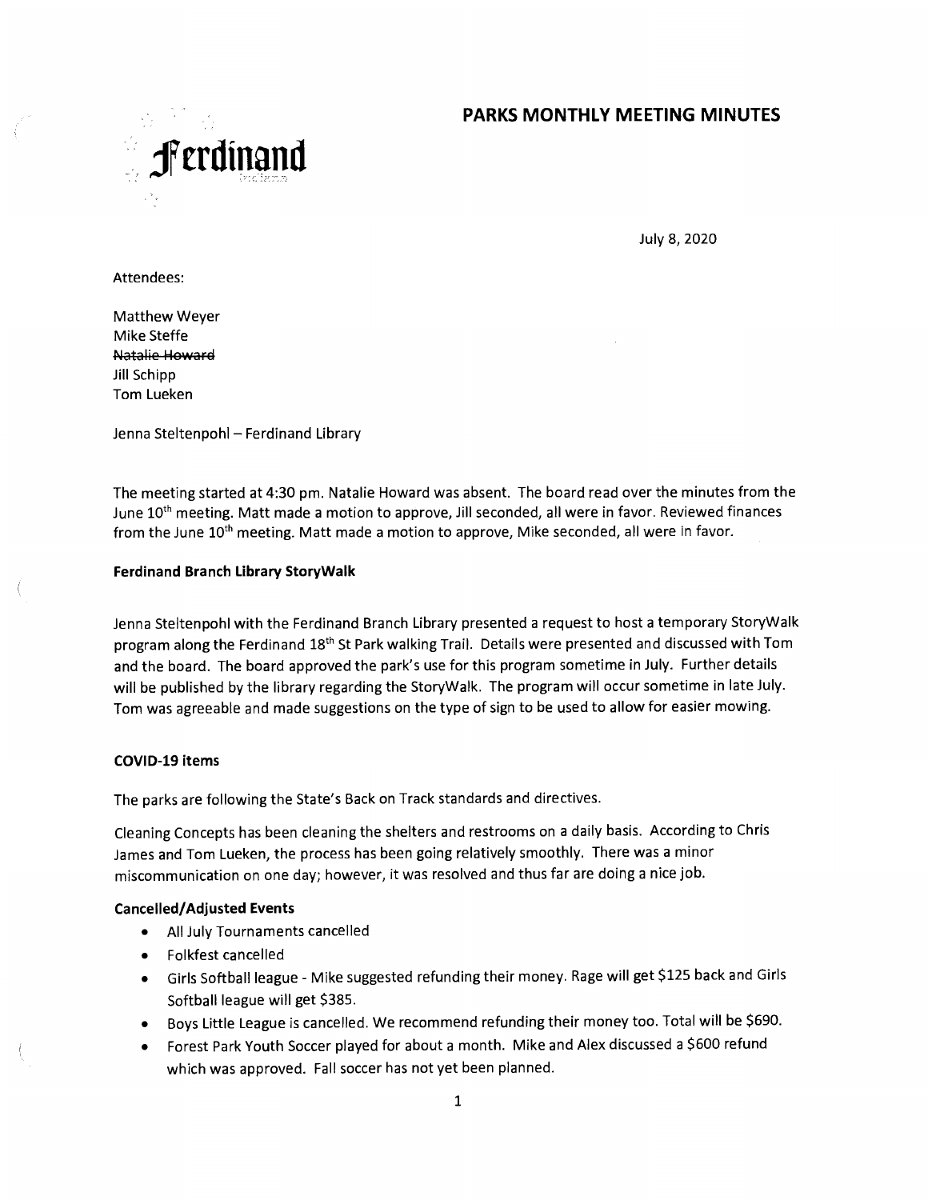# PARKS MONTHLY MEETING MINUTES

Ferdinand

July 8, 2020

Attendees:

Matthew Weyer
Mike Steffe
~~Natalie Howard~~
Jill Schipp
Tom Lueken

Jenna Steltenpohl – Ferdinand Library

The meeting started at 4:30 pm. Natalie Howard was absent. The board read over the minutes from the June 10th meeting. Matt made a motion to approve, Jill seconded, all were in favor. Reviewed finances from the June 10th meeting. Matt made a motion to approve, Mike seconded, all were in favor.

### Ferdinand Branch Library StoryWalk

Jenna Steltenpohl with the Ferdinand Branch Library presented a request to host a temporary StoryWalk program along the Ferdinand 18th St Park walking Trail. Details were presented and discussed with Tom and the board. The board approved the park's use for this program sometime in July. Further details will be published by the library regarding the StoryWalk. The program will occur sometime in late July. Tom was agreeable and made suggestions on the type of sign to be used to allow for easier mowing.

### COVID-19 items

The parks are following the State's Back on Track standards and directives.

Cleaning Concepts has been cleaning the shelters and restrooms on a daily basis. According to Chris James and Tom Lueken, the process has been going relatively smoothly. There was a minor miscommunication on one day; however, it was resolved and thus far are doing a nice job.

### Cancelled/Adjusted Events

- All July Tournaments cancelled
- Folkfest cancelled
- Girls Softball league - Mike suggested refunding their money. Rage will get $125 back and Girls Softball league will get $385.
- Boys Little League is cancelled. We recommend refunding their money too. Total will be $690.
- Forest Park Youth Soccer played for about a month. Mike and Alex discussed a $600 refund which was approved. Fall soccer has not yet been planned.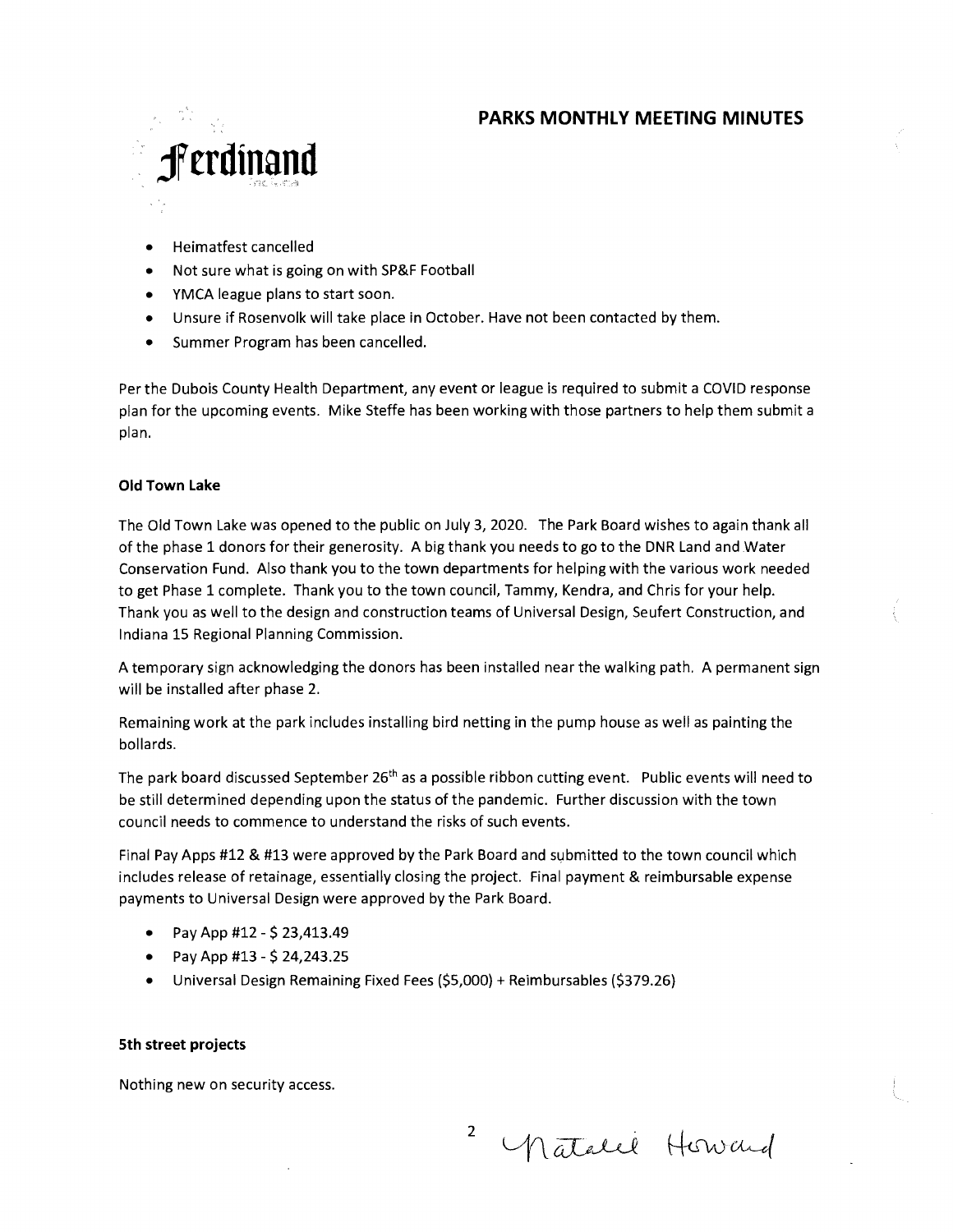## PARKS MONTHLY MEETING MINUTES

- Heimatfest cancelled
- Not sure what is going on with SP&F Football
- YMCA league plans to start soon.
- Unsure if Rosenvolk will take place in October. Have not been contacted by them.
- Summer Program has been cancelled.

Per the Dubois County Health Department, any event or league is required to submit a COVID response plan for the upcoming events. Mike Steffe has been working with those partners to help them submit a plan.

### Old Town Lake

The Old Town Lake was opened to the public on July 3, 2020. The Park Board wishes to again thank all of the phase 1 donors for their generosity. A big thank you needs to go to the DNR Land and Water Conservation Fund. Also thank you to the town departments for helping with the various work needed to get Phase 1 complete. Thank you to the town council, Tammy, Kendra, and Chris for your help. Thank you as well to the design and construction teams of Universal Design, Seufert Construction, and Indiana 15 Regional Planning Commission.

A temporary sign acknowledging the donors has been installed near the walking path. A permanent sign will be installed after phase 2.

Remaining work at the park includes installing bird netting in the pump house as well as painting the bollards.

The park board discussed September 26th as a possible ribbon cutting event. Public events will need to be still determined depending upon the status of the pandemic. Further discussion with the town council needs to commence to understand the risks of such events.

Final Pay Apps #12 & #13 were approved by the Park Board and submitted to the town council which includes release of retainage, essentially closing the project. Final payment & reimbursable expense payments to Universal Design were approved by the Park Board.

- Pay App #12 - $ 23,413.49
- Pay App #13 - $ 24,243.25
- Universal Design Remaining Fixed Fees ($5,000) + Reimbursables ($379.26)

### 5th street projects

Nothing new on security access.

Natalie Howard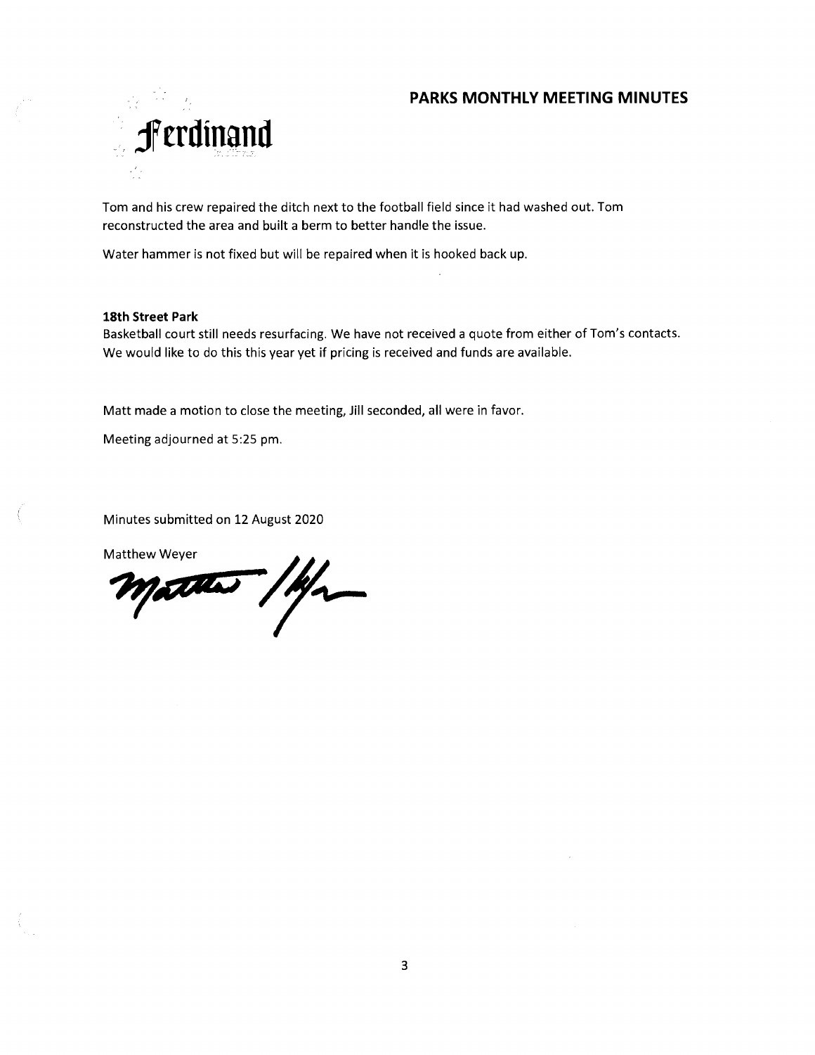Tom and his crew repaired the ditch next to the football field since it had washed out. Tom reconstructed the area and built a berm to better handle the issue.

Water hammer is not fixed but will be repaired when it is hooked back up.

**18th Street Park**

Basketball court still needs resurfacing. We have not received a quote from either of Tom's contacts. We would like to do this this year yet if pricing is received and funds are available.

Matt made a motion to close the meeting, Jill seconded, all were in favor.

Meeting adjourned at 5:25 pm.

Minutes submitted on 12 August 2020

Matthew Weyer